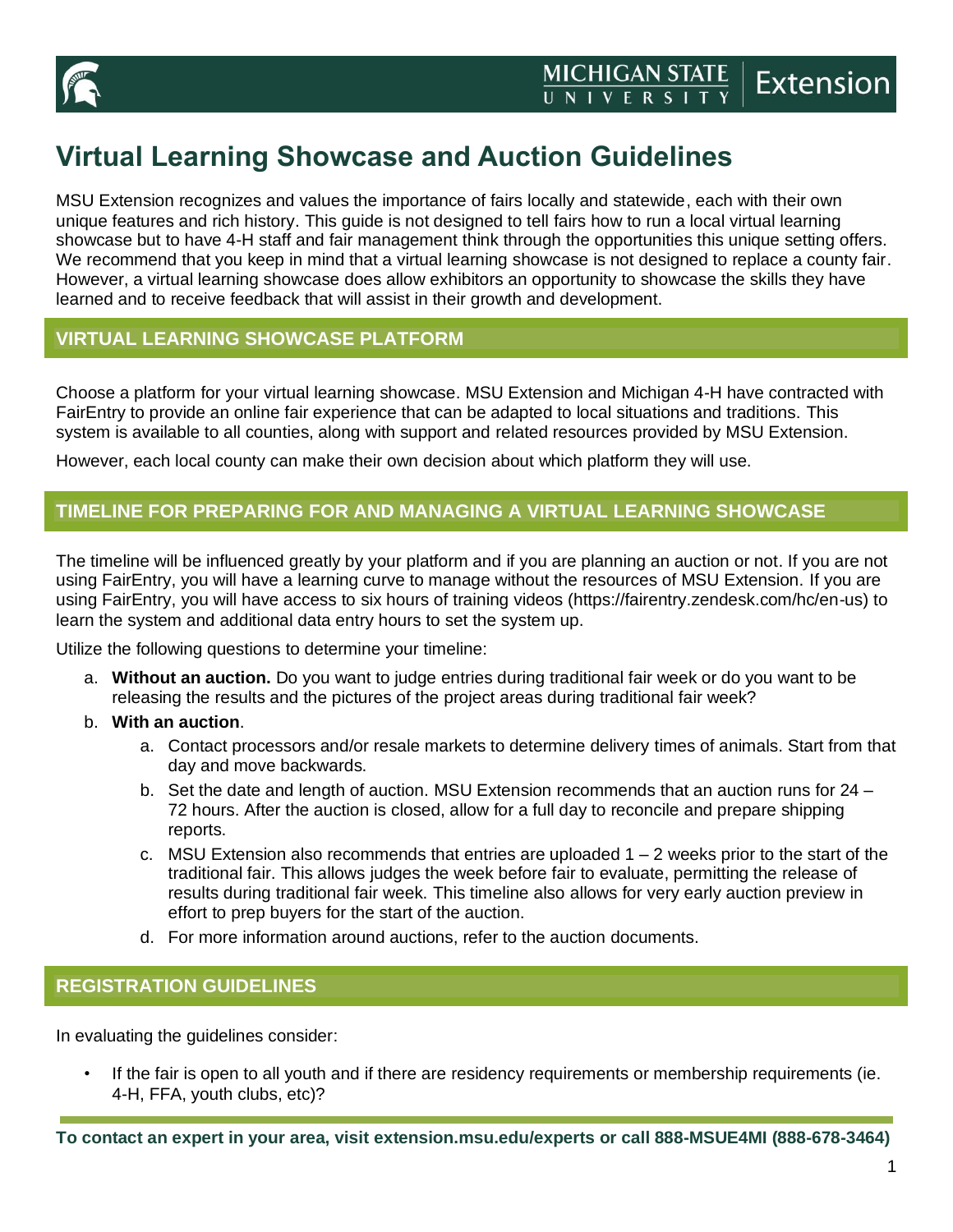# Virtual Learning Showcase and Auction Guidelines

MSU Extension recognizes and values the importance of fairs locally and statewide, each with their own unique features and rich history. This guide is not designed to tell fairs how to run a local virtual learning showcase but to have 4-H staff and fair management think through the opportunities this unique setting offers. We recommend that you keep in mind that a virtual learning showcase is not designed to replace a county fair. However, a virtual learning showcase does allow exhibitors an opportunity to showcase the skills they have learned and to receive feedback that will assist in their growth and development.

## VIRTUAL LEARNING SHOWCASE PLATFORM

Choose a platform for your virtual learning showcase. MSU Extension and Michigan 4-H have contracted with FairEntry to provide an online fair experience that can be adapted to local situations and traditions. This system is available to all counties, along with support and related resources provided by MSU Extension.

However, each local county can make their own decision about which platform they will use.

## TIMELINE FOR PREPARING FOR AND MANAGING A VIRTUAL LEARNING SHOWCASE

The timeline will be influenced greatly by your platform and if you are planning an auction or not. If you are not using FairEntry, you will have a learning curve to manage without the resources of MSU Extension. If you are using FairEntry, you will have access to six hours of training videos (https://fairentry.zendesk.com/hc/en-us) to learn the system and additional data entry hours to set the system up.

Utilize the following questions to determine your timeline:

a. **Without an auction.** Do you want to judge entries during traditional fair week or do you want to be releasing the results and the pictures of the project areas during traditional fair week?
b. **With an auction**.
    a. Contact processors and/or resale markets to determine delivery times of animals. Start from that day and move backwards.
    b. Set the date and length of auction. MSU Extension recommends that an auction runs for 24 – 72 hours. After the auction is closed, allow for a full day to reconcile and prepare shipping reports.
    c. MSU Extension also recommends that entries are uploaded 1 – 2 weeks prior to the start of the traditional fair. This allows judges the week before fair to evaluate, permitting the release of results during traditional fair week. This timeline also allows for very early auction preview in effort to prep buyers for the start of the auction.
    d. For more information around auctions, refer to the auction documents.

## REGISTRATION GUIDELINES

In evaluating the guidelines consider:

- If the fair is open to all youth and if there are residency requirements or membership requirements (ie. 4-H, FFA, youth clubs, etc)?

**To contact an expert in your area, visit extension.msu.edu/experts or call 888-MSUE4MI (888-678-3464)**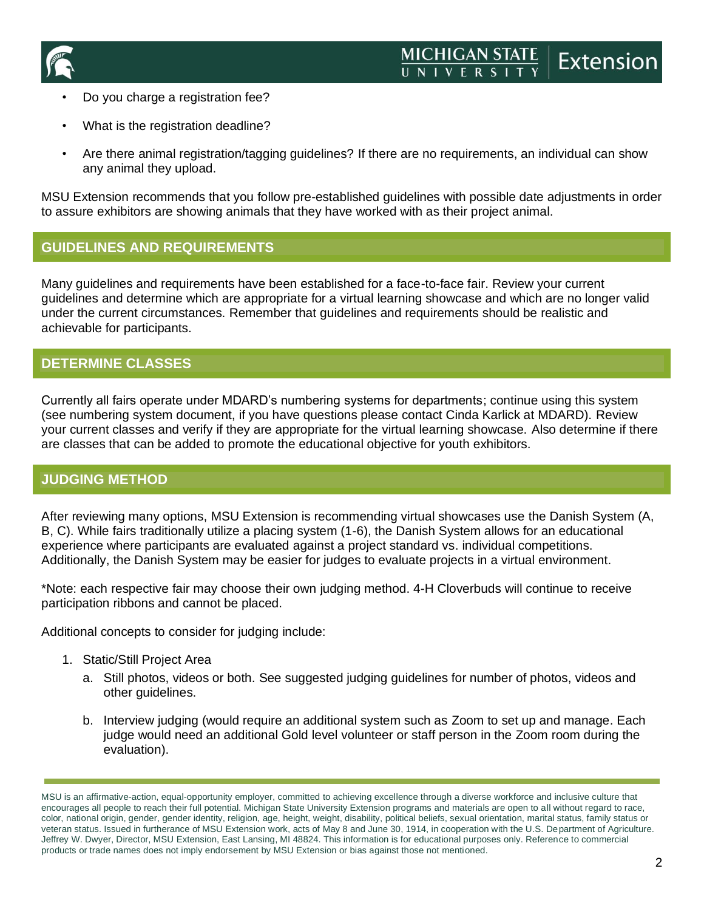- Do you charge a registration fee?
- What is the registration deadline?
- Are there animal registration/tagging guidelines? If there are no requirements, an individual can show any animal they upload.

MSU Extension recommends that you follow pre-established guidelines with possible date adjustments in order to assure exhibitors are showing animals that they have worked with as their project animal.

## GUIDELINES AND REQUIREMENTS

Many guidelines and requirements have been established for a face-to-face fair. Review your current guidelines and determine which are appropriate for a virtual learning showcase and which are no longer valid under the current circumstances. Remember that guidelines and requirements should be realistic and achievable for participants.

## DETERMINE CLASSES

Currently all fairs operate under MDARD's numbering systems for departments; continue using this system (see numbering system document, if you have questions please contact Cinda Karlick at MDARD). Review your current classes and verify if they are appropriate for the virtual learning showcase. Also determine if there are classes that can be added to promote the educational objective for youth exhibitors.

## JUDGING METHOD

After reviewing many options, MSU Extension is recommending virtual showcases use the Danish System (A, B, C). While fairs traditionally utilize a placing system (1-6), the Danish System allows for an educational experience where participants are evaluated against a project standard vs. individual competitions. Additionally, the Danish System may be easier for judges to evaluate projects in a virtual environment.

*Note: each respective fair may choose their own judging method. 4-H Cloverbuds will continue to receive participation ribbons and cannot be placed.

Additional concepts to consider for judging include:

1. Static/Still Project Area
   a. Still photos, videos or both. See suggested judging guidelines for number of photos, videos and other guidelines.
   b. Interview judging (would require an additional system such as Zoom to set up and manage. Each judge would need an additional Gold level volunteer or staff person in the Zoom room during the evaluation).

MSU is an affirmative-action, equal-opportunity employer, committed to achieving excellence through a diverse workforce and inclusive culture that encourages all people to reach their full potential. Michigan State University Extension programs and materials are open to all without regard to race, color, national origin, gender, gender identity, religion, age, height, weight, disability, political beliefs, sexual orientation, marital status, family status or veteran status. Issued in furtherance of MSU Extension work, acts of May 8 and June 30, 1914, in cooperation with the U.S. Department of Agriculture. Jeffrey W. Dwyer, Director, MSU Extension, East Lansing, MI 48824. This information is for educational purposes only. Reference to commercial products or trade names does not imply endorsement by MSU Extension or bias against those not mentioned.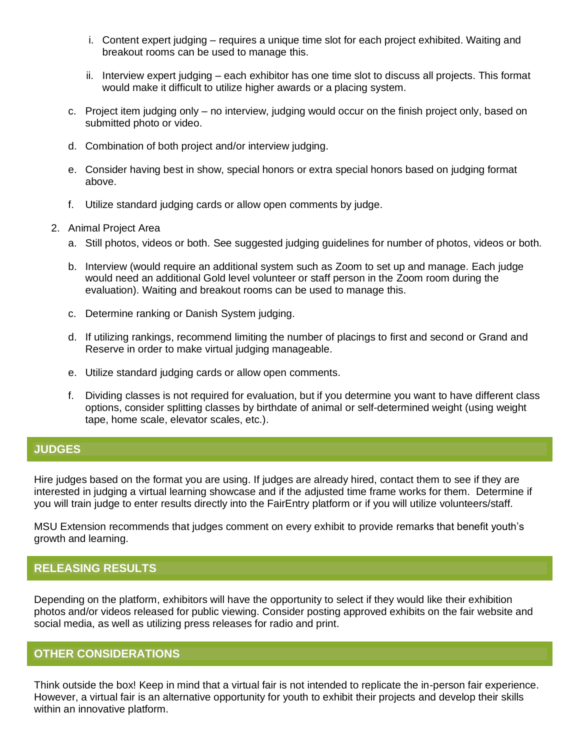i. Content expert judging – requires a unique time slot for each project exhibited. Waiting and breakout rooms can be used to manage this.

   ii. Interview expert judging – each exhibitor has one time slot to discuss all projects. This format would make it difficult to utilize higher awards or a placing system.

   c. Project item judging only – no interview, judging would occur on the finish project only, based on submitted photo or video.

   d. Combination of both project and/or interview judging.

   e. Consider having best in show, special honors or extra special honors based on judging format above.

   f. Utilize standard judging cards or allow open comments by judge.

2. Animal Project Area

   a. Still photos, videos or both. See suggested judging guidelines for number of photos, videos or both.

   b. Interview (would require an additional system such as Zoom to set up and manage. Each judge would need an additional Gold level volunteer or staff person in the Zoom room during the evaluation). Waiting and breakout rooms can be used to manage this.

   c. Determine ranking or Danish System judging.

   d. If utilizing rankings, recommend limiting the number of placings to first and second or Grand and Reserve in order to make virtual judging manageable.

   e. Utilize standard judging cards or allow open comments.

   f. Dividing classes is not required for evaluation, but if you determine you want to have different class options, consider splitting classes by birthdate of animal or self-determined weight (using weight tape, home scale, elevator scales, etc.).

## JUDGES

Hire judges based on the format you are using. If judges are already hired, contact them to see if they are interested in judging a virtual learning showcase and if the adjusted time frame works for them. Determine if you will train judge to enter results directly into the FairEntry platform or if you will utilize volunteers/staff.

MSU Extension recommends that judges comment on every exhibit to provide remarks that benefit youth's growth and learning.

## RELEASING RESULTS

Depending on the platform, exhibitors will have the opportunity to select if they would like their exhibition photos and/or videos released for public viewing. Consider posting approved exhibits on the fair website and social media, as well as utilizing press releases for radio and print.

## OTHER CONSIDERATIONS

Think outside the box! Keep in mind that a virtual fair is not intended to replicate the in-person fair experience. However, a virtual fair is an alternative opportunity for youth to exhibit their projects and develop their skills within an innovative platform.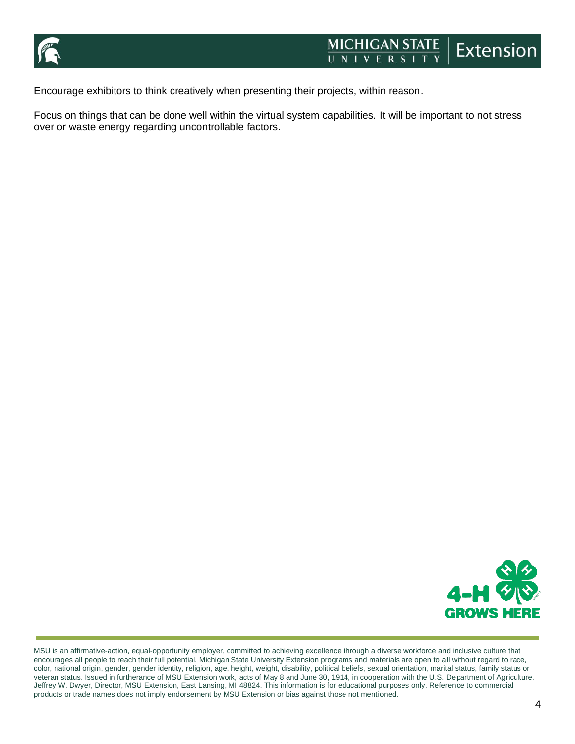Encourage exhibitors to think creatively when presenting their projects, within reason.

Focus on things that can be done well within the virtual system capabilities. It will be important to not stress over or waste energy regarding uncontrollable factors.

MSU is an affirmative-action, equal-opportunity employer, committed to achieving excellence through a diverse workforce and inclusive culture that encourages all people to reach their full potential. Michigan State University Extension programs and materials are open to all without regard to race, color, national origin, gender, gender identity, religion, age, height, weight, disability, political beliefs, sexual orientation, marital status, family status or veteran status. Issued in furtherance of MSU Extension work, acts of May 8 and June 30, 1914, in cooperation with the U.S. Department of Agriculture. Jeffrey W. Dwyer, Director, MSU Extension, East Lansing, MI 48824. This information is for educational purposes only. Reference to commercial products or trade names does not imply endorsement by MSU Extension or bias against those not mentioned.